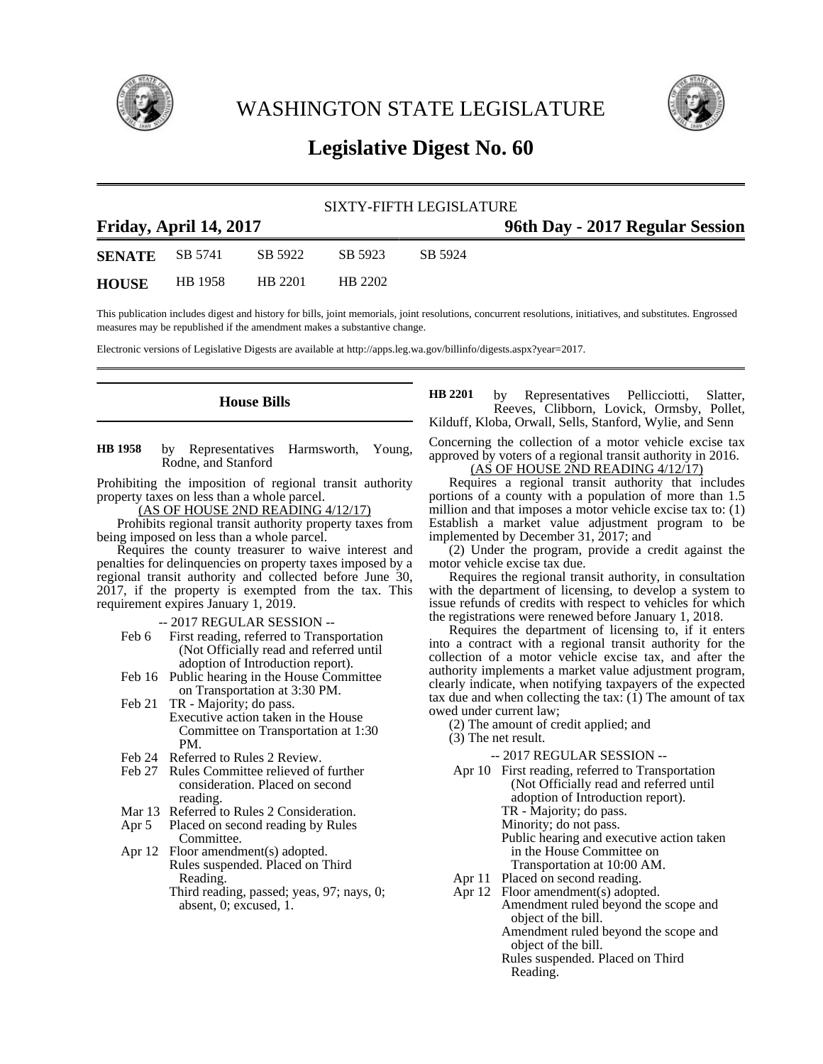# WASHINGTON STATE LEGISLATURE

## Legislative Digest No. 60

SIXTY-FIFTH LEGISLATURE

**Friday, April 14, 2017** **96th Day - 2017 Regular Session**

| | | | | |
|---|---|---|---|---|
| **SENATE** | SB 5741 | SB 5922 | SB 5923 | SB 5924 |
| **HOUSE** | HB 1958 | HB 2201 | HB 2202 | |

This publication includes digest and history for bills, joint memorials, joint resolutions, concurrent resolutions, initiatives, and substitutes. Engrossed measures may be republished if the amendment makes a substantive change.

Electronic versions of Legislative Digests are available at http://apps.leg.wa.gov/billinfo/digests.aspx?year=2017.

### House Bills

**HB 1958** by Representatives Harmsworth, Young, Rodne, and Stanford

Prohibiting the imposition of regional transit authority property taxes on less than a whole parcel.

(AS OF HOUSE 2ND READING 4/12/17)

Prohibits regional transit authority property taxes from being imposed on less than a whole parcel.

Requires the county treasurer to waive interest and penalties for delinquencies on property taxes imposed by a regional transit authority and collected before June 30, 2017, if the property is exempted from the tax. This requirement expires January 1, 2019.

-- 2017 REGULAR SESSION --

- Feb 6 First reading, referred to Transportation (Not Officially read and referred until adoption of Introduction report).
- Feb 16 Public hearing in the House Committee on Transportation at 3:30 PM.
- Feb 21 TR - Majority; do pass. Executive action taken in the House Committee on Transportation at 1:30 PM.
- Feb 24 Referred to Rules 2 Review.
- Feb 27 Rules Committee relieved of further consideration. Placed on second reading.
- Mar 13 Referred to Rules 2 Consideration.
- Apr 5 Placed on second reading by Rules Committee.
- Apr 12 Floor amendment(s) adopted. Rules suspended. Placed on Third Reading. Third reading, passed; yeas, 97; nays, 0; absent, 0; excused, 1.

**HB 2201** by Representatives Pellicciotti, Slatter, Reeves, Clibborn, Lovick, Ormsby, Pollet, Kilduff, Kloba, Orwall, Sells, Stanford, Wylie, and Senn

Concerning the collection of a motor vehicle excise tax approved by voters of a regional transit authority in 2016.

(AS OF HOUSE 2ND READING 4/12/17)

Requires a regional transit authority that includes portions of a county with a population of more than 1.5 million and that imposes a motor vehicle excise tax to: (1) Establish a market value adjustment program to be implemented by December 31, 2017; and

(2) Under the program, provide a credit against the motor vehicle excise tax due.

Requires the regional transit authority, in consultation with the department of licensing, to develop a system to issue refunds of credits with respect to vehicles for which the registrations were renewed before January 1, 2018.

Requires the department of licensing to, if it enters into a contract with a regional transit authority for the collection of a motor vehicle excise tax, and after the authority implements a market value adjustment program, clearly indicate, when notifying taxpayers of the expected tax due and when collecting the tax: (1) The amount of tax owed under current law;

(2) The amount of credit applied; and

(3) The net result.

-- 2017 REGULAR SESSION --

- Apr 10 First reading, referred to Transportation (Not Officially read and referred until adoption of Introduction report). TR - Majority; do pass. Minority; do not pass. Public hearing and executive action taken in the House Committee on Transportation at 10:00 AM.
- Apr 11 Placed on second reading.
- Apr 12 Floor amendment(s) adopted. Amendment ruled beyond the scope and object of the bill. Amendment ruled beyond the scope and object of the bill. Rules suspended. Placed on Third Reading.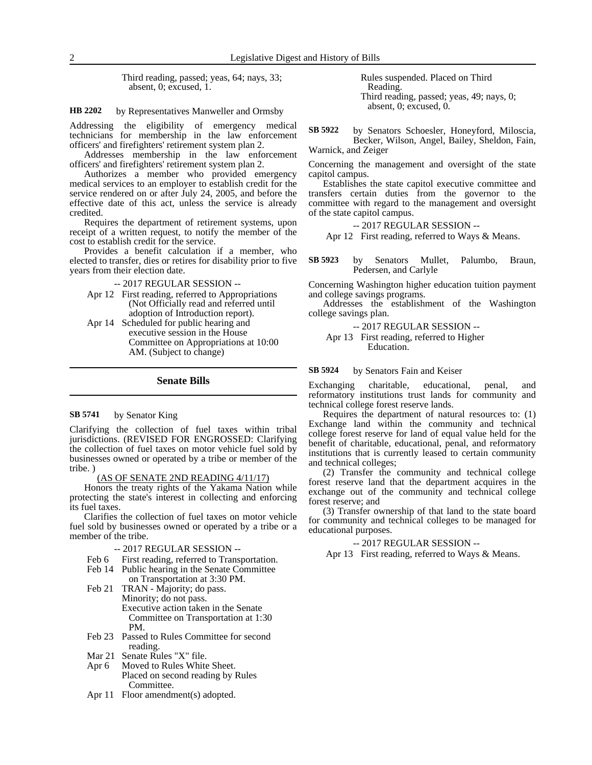Third reading, passed; yeas, 64; nays, 33; absent, 0; excused, 1.

**HB 2202** by Representatives Manweller and Ormsby

Addressing the eligibility of emergency medical technicians for membership in the law enforcement officers' and firefighters' retirement system plan 2.

Addresses membership in the law enforcement officers' and firefighters' retirement system plan 2.

Authorizes a member who provided emergency medical services to an employer to establish credit for the service rendered on or after July 24, 2005, and before the effective date of this act, unless the service is already credited.

Requires the department of retirement systems, upon receipt of a written request, to notify the member of the cost to establish credit for the service.

Provides a benefit calculation if a member, who elected to transfer, dies or retires for disability prior to five years from their election date.

-- 2017 REGULAR SESSION --

Apr 12 First reading, referred to Appropriations (Not Officially read and referred until adoption of Introduction report).

Apr 14 Scheduled for public hearing and executive session in the House Committee on Appropriations at 10:00 AM. (Subject to change)

## Senate Bills

**SB 5741** by Senator King

Clarifying the collection of fuel taxes within tribal jurisdictions. (REVISED FOR ENGROSSED: Clarifying the collection of fuel taxes on motor vehicle fuel sold by businesses owned or operated by a tribe or member of the tribe. )

(AS OF SENATE 2ND READING 4/11/17)

Honors the treaty rights of the Yakama Nation while protecting the state's interest in collecting and enforcing its fuel taxes.

Clarifies the collection of fuel taxes on motor vehicle fuel sold by businesses owned or operated by a tribe or a member of the tribe.

-- 2017 REGULAR SESSION --

Feb 6 First reading, referred to Transportation.

Feb 14 Public hearing in the Senate Committee on Transportation at 3:30 PM.

Feb 21 TRAN - Majority; do pass.
Minority; do not pass.
Executive action taken in the Senate Committee on Transportation at 1:30 PM.

Feb 23 Passed to Rules Committee for second reading.

Mar 21 Senate Rules "X" file.

Apr 6 Moved to Rules White Sheet.
Placed on second reading by Rules Committee.

Apr 11 Floor amendment(s) adopted.
Rules suspended. Placed on Third Reading.
Third reading, passed; yeas, 49; nays, 0; absent, 0; excused, 0.

**SB 5922** by Senators Schoesler, Honeyford, Miloscia, Becker, Wilson, Angel, Bailey, Sheldon, Fain, Warnick, and Zeiger

Concerning the management and oversight of the state capitol campus.

Establishes the state capitol executive committee and transfers certain duties from the governor to the committee with regard to the management and oversight of the state capitol campus.

-- 2017 REGULAR SESSION --

Apr 12 First reading, referred to Ways & Means.

**SB 5923** by Senators Mullet, Palumbo, Braun, Pedersen, and Carlyle

Concerning Washington higher education tuition payment and college savings programs.

Addresses the establishment of the Washington college savings plan.

-- 2017 REGULAR SESSION --

Apr 13 First reading, referred to Higher Education.

**SB 5924** by Senators Fain and Keiser

Exchanging charitable, educational, penal, and reformatory institutions trust lands for community and technical college forest reserve lands.

Requires the department of natural resources to: (1) Exchange land within the community and technical college forest reserve for land of equal value held for the benefit of charitable, educational, penal, and reformatory institutions that is currently leased to certain community and technical colleges;

(2) Transfer the community and technical college forest reserve land that the department acquires in the exchange out of the community and technical college forest reserve; and

(3) Transfer ownership of that land to the state board for community and technical colleges to be managed for educational purposes.

-- 2017 REGULAR SESSION --

Apr 13 First reading, referred to Ways & Means.